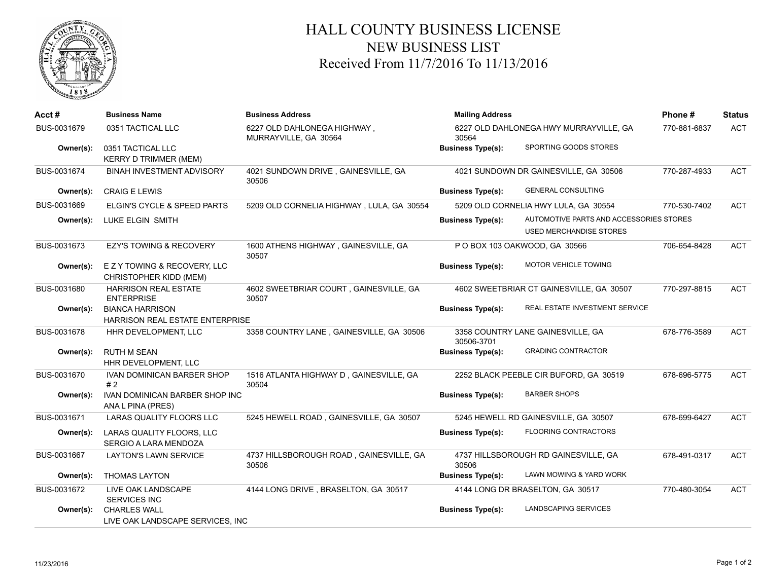# HALL COUNTY BUSINESS LICENSE
## NEW BUSINESS LIST
### Received From 11/7/2016 To 11/13/2016

| Acct # | Business Name | Business Address | Mailing Address | Phone # | Status |
|---|---|---|---|---|---|
| BUS-0031679 | 0351 TACTICAL LLC | 6227 OLD DAHLONEGA HIGHWAY , MURRAYVILLE, GA 30564 | 6227 OLD DAHLONEGA HWY MURRAYVILLE, GA 30564 | 770-881-6837 | ACT |
| Owner(s): | 0351 TACTICAL LLC<br>KERRY D TRIMMER (MEM) | | Business Type(s): SPORTING GOODS STORES | | |
| BUS-0031674 | BINAH INVESTMENT ADVISORY | 4021 SUNDOWN DRIVE , GAINESVILLE, GA 30506 | 4021 SUNDOWN DR GAINESVILLE, GA 30506 | 770-287-4933 | ACT |
| Owner(s): | CRAIG E LEWIS | | Business Type(s): GENERAL CONSULTING | | |
| BUS-0031669 | ELGIN'S CYCLE & SPEED PARTS | 5209 OLD CORNELIA HIGHWAY , LULA, GA 30554 | 5209 OLD CORNELIA HWY LULA, GA 30554 | 770-530-7402 | ACT |
| Owner(s): | LUKE ELGIN SMITH | | Business Type(s): AUTOMOTIVE PARTS AND ACCESSORIES STORES<br>USED MERCHANDISE STORES | | |
| BUS-0031673 | EZY'S TOWING & RECOVERY | 1600 ATHENS HIGHWAY , GAINESVILLE, GA 30507 | P O BOX 103 OAKWOOD, GA 30566 | 706-654-8428 | ACT |
| Owner(s): | E Z Y TOWING & RECOVERY, LLC<br>CHRISTOPHER KIDD (MEM) | | Business Type(s): MOTOR VEHICLE TOWING | | |
| BUS-0031680 | HARRISON REAL ESTATE ENTERPRISE | 4602 SWEETBRIAR COURT , GAINESVILLE, GA 30507 | 4602 SWEETBRIAR CT GAINESVILLE, GA 30507 | 770-297-8815 | ACT |
| Owner(s): | BIANCA HARRISON<br>HARRISON REAL ESTATE ENTERPRISE | | Business Type(s): REAL ESTATE INVESTMENT SERVICE | | |
| BUS-0031678 | HHR DEVELOPMENT, LLC | 3358 COUNTRY LANE , GAINESVILLE, GA 30506 | 3358 COUNTRY LANE GAINESVILLE, GA 30506-3701 | 678-776-3589 | ACT |
| Owner(s): | RUTH M SEAN<br>HHR DEVELOPMENT, LLC | | Business Type(s): GRADING CONTRACTOR | | |
| BUS-0031670 | IVAN DOMINICAN BARBER SHOP # 2 | 1516 ATLANTA HIGHWAY D , GAINESVILLE, GA 30504 | 2252 BLACK PEEBLE CIR BUFORD, GA 30519 | 678-696-5775 | ACT |
| Owner(s): | IVAN DOMINICAN BARBER SHOP INC<br>ANA L PINA (PRES) | | Business Type(s): BARBER SHOPS | | |
| BUS-0031671 | LARAS QUALITY FLOORS LLC | 5245 HEWELL ROAD , GAINESVILLE, GA 30507 | 5245 HEWELL RD GAINESVILLE, GA 30507 | 678-699-6427 | ACT |
| Owner(s): | LARAS QUALITY FLOORS, LLC<br>SERGIO A LARA MENDOZA | | Business Type(s): FLOORING CONTRACTORS | | |
| BUS-0031667 | LAYTON'S LAWN SERVICE | 4737 HILLSBOROUGH ROAD , GAINESVILLE, GA 30506 | 4737 HILLSBOROUGH RD GAINESVILLE, GA 30506 | 678-491-0317 | ACT |
| Owner(s): | THOMAS LAYTON | | Business Type(s): LAWN MOWING & YARD WORK | | |
| BUS-0031672 | LIVE OAK LANDSCAPE SERVICES INC | 4144 LONG DRIVE , BRASELTON, GA 30517 | 4144 LONG DR BRASELTON, GA 30517 | 770-480-3054 | ACT |
| Owner(s): | CHARLES WALL<br>LIVE OAK LANDSCAPE SERVICES, INC | | Business Type(s): LANDSCAPING SERVICES | | |

11/23/2016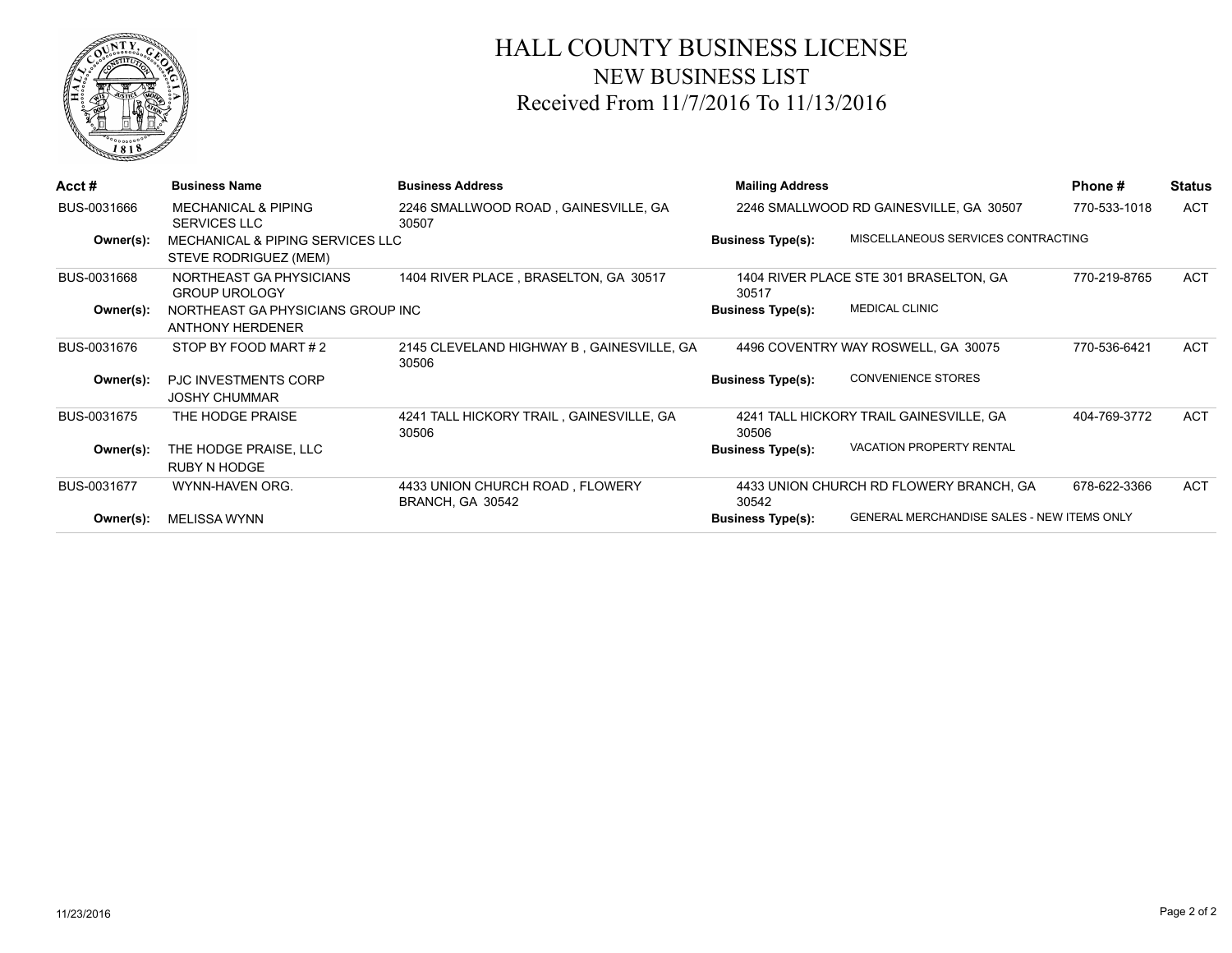# HALL COUNTY BUSINESS LICENSE
## NEW BUSINESS LIST
### Received From 11/7/2016 To 11/13/2016

| Acct # | Business Name | Business Address | Mailing Address | | Phone # | Status |
|---|---|---|---|---|---|---|
| BUS-0031666 | MECHANICAL & PIPING SERVICES LLC | 2246 SMALLWOOD ROAD , GAINESVILLE, GA 30507 | 2246 SMALLWOOD RD GAINESVILLE, GA 30507 | | 770-533-1018 | ACT |
| **Owner(s):** | MECHANICAL & PIPING SERVICES LLC<br>STEVE RODRIGUEZ (MEM) | | **Business Type(s):** | MISCELLANEOUS SERVICES CONTRACTING | | |
| BUS-0031668 | NORTHEAST GA PHYSICIANS GROUP UROLOGY | 1404 RIVER PLACE , BRASELTON, GA 30517 | 1404 RIVER PLACE STE 301 BRASELTON, GA 30517 | | 770-219-8765 | ACT |
| **Owner(s):** | NORTHEAST GA PHYSICIANS GROUP INC<br>ANTHONY HERDENER | | **Business Type(s):** | MEDICAL CLINIC | | |
| BUS-0031676 | STOP BY FOOD MART # 2 | 2145 CLEVELAND HIGHWAY B , GAINESVILLE, GA 30506 | 4496 COVENTRY WAY ROSWELL, GA 30075 | | 770-536-6421 | ACT |
| **Owner(s):** | PJC INVESTMENTS CORP<br>JOSHY CHUMMAR | | **Business Type(s):** | CONVENIENCE STORES | | |
| BUS-0031675 | THE HODGE PRAISE | 4241 TALL HICKORY TRAIL , GAINESVILLE, GA 30506 | 4241 TALL HICKORY TRAIL GAINESVILLE, GA 30506 | | 404-769-3772 | ACT |
| **Owner(s):** | THE HODGE PRAISE, LLC<br>RUBY N HODGE | | **Business Type(s):** | VACATION PROPERTY RENTAL | | |
| BUS-0031677 | WYNN-HAVEN ORG. | 4433 UNION CHURCH ROAD , FLOWERY BRANCH, GA 30542 | 4433 UNION CHURCH RD FLOWERY BRANCH, GA 30542 | | 678-622-3366 | ACT |
| **Owner(s):** | MELISSA WYNN | | **Business Type(s):** | GENERAL MERCHANDISE SALES - NEW ITEMS ONLY | | |

11/23/2016